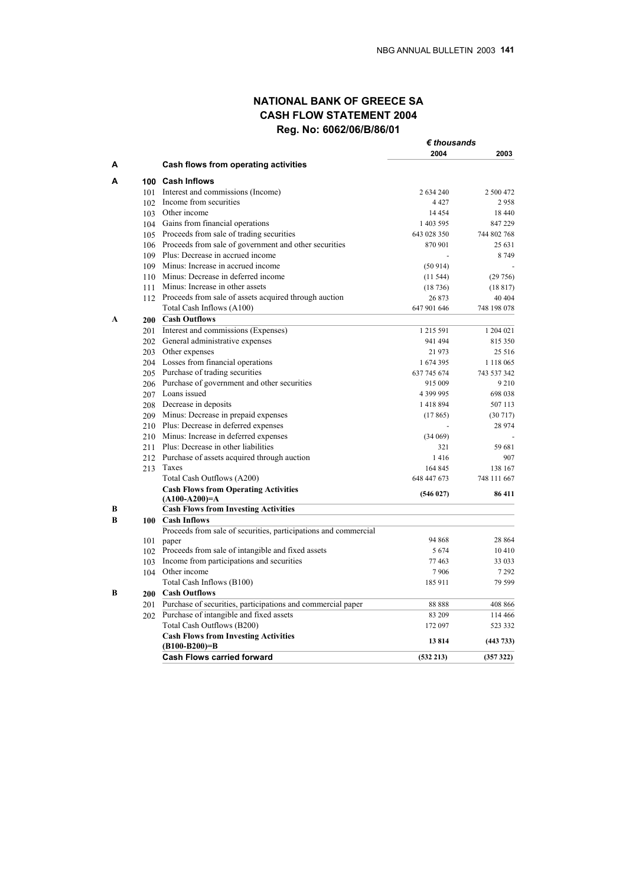## NATIONAL BANK OF GREECE SA
## CASH FLOW STATEMENT 2004
### Reg. No: 6062/06/B/86/01

| | | | *€ thousands* | |
|---|---|---|---|---|
| | | | **2004** | **2003** |
| **A** | | **Cash flows from operating activities** | | |
| **A** | **100** | **Cash Inflows** | | |
| | 101 | Interest and commissions (Income) | 2 634 240 | 2 500 472 |
| | 102 | Income from securities | 4 427 | 2 958 |
| | 103 | Other income | 14 454 | 18 440 |
| | 104 | Gains from financial operations | 1 403 595 | 847 229 |
| | 105 | Proceeds from sale of trading securities | 643 028 350 | 744 802 768 |
| | 106 | Proceeds from sale of government and other securities | 870 901 | 25 631 |
| | 109 | Plus: Decrease in accrued income | - | 8 749 |
| | 109 | Minus: Increase in accrued income | (50 914) | - |
| | 110 | Minus: Decrease in deferred income | (11 544) | (29 756) |
| | 111 | Minus: Increase in other assets | (18 736) | (18 817) |
| | 112 | Proceeds from sale of assets acquired through auction | 26 873 | 40 404 |
| | | Total Cash Inflows (A100) | 647 901 646 | 748 198 078 |
| **A** | **200** | **Cash Outflows** | | |
| | 201 | Interest and commissions (Expenses) | 1 215 591 | 1 204 021 |
| | 202 | General administrative expenses | 941 494 | 815 350 |
| | 203 | Other expenses | 21 973 | 25 516 |
| | 204 | Losses from financial operations | 1 674 395 | 1 118 065 |
| | 205 | Purchase of trading securities | 637 745 674 | 743 537 342 |
| | 206 | Purchase of government and other securities | 915 009 | 9 210 |
| | 207 | Loans issued | 4 399 995 | 698 038 |
| | 208 | Decrease in deposits | 1 418 894 | 507 113 |
| | 209 | Minus: Decrease in prepaid expenses | (17 865) | (30 717) |
| | 210 | Plus: Decrease in deferred expenses | - | 28 974 |
| | 210 | Minus: Increase in deferred expenses | (34 069) | - |
| | 211 | Plus: Decrease in other liabilities | 321 | 59 681 |
| | 212 | Purchase of assets acquired through auction | 1 416 | 907 |
| | 213 | Taxes | 164 845 | 138 167 |
| | | Total Cash Outflows (A200) | 648 447 673 | 748 111 667 |
| | | **Cash Flows from Operating Activities (A100-A200)=A** | **(546 027)** | **86 411** |
| **B** | | **Cash Flows from Investing Activities** | | |
| **B** | **100** | **Cash Inflows** | | |
| | 101 | Proceeds from sale of securities, participations and commercial paper | 94 868 | 28 864 |
| | 102 | Proceeds from sale of intangible and fixed assets | 5 674 | 10 410 |
| | 103 | Income from participations and securities | 77 463 | 33 033 |
| | 104 | Other income | 7 906 | 7 292 |
| | | Total Cash Inflows (B100) | 185 911 | 79 599 |
| **B** | **200** | **Cash Outflows** | | |
| | 201 | Purchase of securities, participations and commercial paper | 88 888 | 408 866 |
| | 202 | Purchase of intangible and fixed assets | 83 209 | 114 466 |
| | | Total Cash Outflows (B200) | 172 097 | 523 332 |
| | | **Cash Flows from Investing Activities (B100-B200)=B** | **13 814** | **(443 733)** |
| | | **Cash Flows carried forward** | **(532 213)** | **(357 322)** |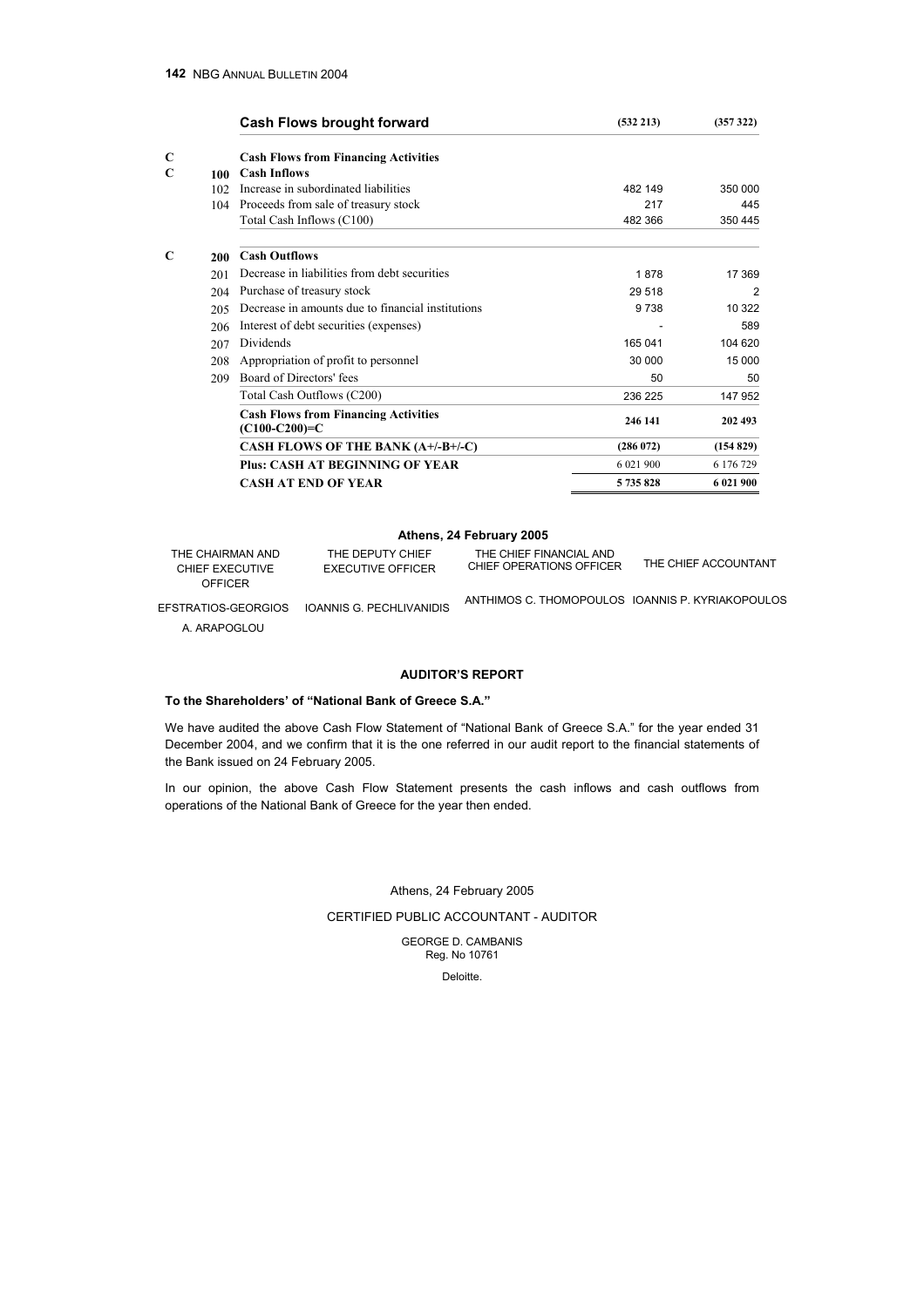| | | | | |
|---|---|---|---|---|
| | | **Cash Flows brought forward** | **(532 213)** | **(357 322)** |
| **C** | | **Cash Flows from Financing Activities** | | |
| **C** | **100** | **Cash Inflows** | | |
| | 102 | Increase in subordinated liabilities | 482 149 | 350 000 |
| | 104 | Proceeds from sale of treasury stock | 217 | 445 |
| | | Total Cash Inflows (C100) | 482 366 | 350 445 |
| **C** | **200** | **Cash Outflows** | | |
| | 201 | Decrease in liabilities from debt securities | 1 878 | 17 369 |
| | 204 | Purchase of treasury stock | 29 518 | 2 |
| | 205 | Decrease in amounts due to financial institutions | 9 738 | 10 322 |
| | 206 | Interest of debt securities (expenses) | - | 589 |
| | 207 | Dividends | 165 041 | 104 620 |
| | 208 | Appropriation of profit to personnel | 30 000 | 15 000 |
| | 209 | Board of Directors' fees | 50 | 50 |
| | | Total Cash Outflows (C200) | 236 225 | 147 952 |
| | | **Cash Flows from Financing Activities (C100-C200)=C** | **246 141** | **202 493** |
| | | **CASH FLOWS OF THE BANK (A+/-B+/-C)** | **(286 072)** | **(154 829)** |
| | | **Plus: CASH AT BEGINNING OF YEAR** | 6 021 900 | 6 176 729 |
| | | **CASH AT END OF YEAR** | **5 735 828** | **6 021 900** |

**Athens, 24 February 2005**

| THE CHAIRMAN AND CHIEF EXECUTIVE OFFICER | THE DEPUTY CHIEF EXECUTIVE OFFICER | THE CHIEF FINANCIAL AND CHIEF OPERATIONS OFFICER | THE CHIEF ACCOUNTANT |
|---|---|---|---|
| EFSTRATIOS-GEORGIOS A. ARAPOGLOU | IOANNIS G. PECHLIVANIDIS | ANTHIMOS C. THOMOPOULOS | IOANNIS P. KYRIAKOPOULOS |

## AUDITOR'S REPORT

**To the Shareholders' of "National Bank of Greece S.A."**

We have audited the above Cash Flow Statement of "National Bank of Greece S.A." for the year ended 31 December 2004, and we confirm that it is the one referred in our audit report to the financial statements of the Bank issued on 24 February 2005.

In our opinion, the above Cash Flow Statement presents the cash inflows and cash outflows from operations of the National Bank of Greece for the year then ended.

Athens, 24 February 2005

CERTIFIED PUBLIC ACCOUNTANT - AUDITOR

GEORGE D. CAMBANIS
Reg. No 10761

Deloitte.